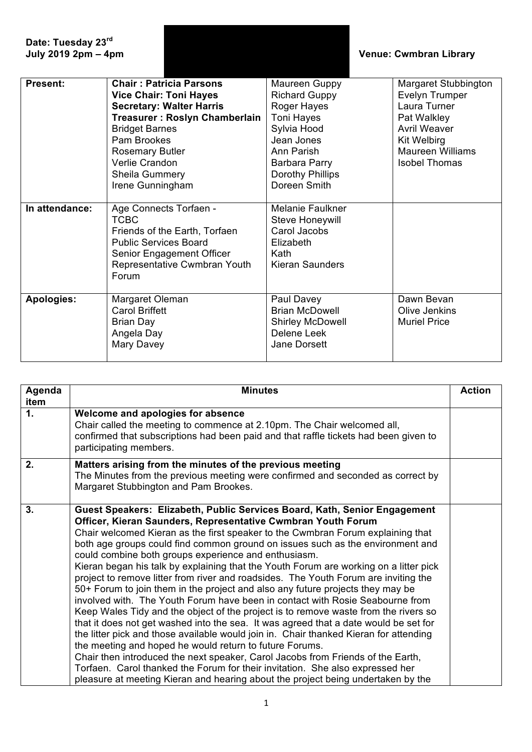**Date: Tuesday 23rd July 2019 2pm – 4pm**

**Venue: Cwmbran Library**

| **Present:** | **Chair : Patricia Parsons**<br>**Vice Chair: Toni Hayes**<br>**Secretary: Walter Harris**<br>**Treasurer : Roslyn Chamberlain**<br>Bridget Barnes<br>Pam Brookes<br>Rosemary Butler<br>Verlie Crandon<br>Sheila Gummery<br>Irene Gunningham | Maureen Guppy<br>Richard Guppy<br>Roger Hayes<br>Toni Hayes<br>Sylvia Hood<br>Jean Jones<br>Ann Parish<br>Barbara Parry<br>Dorothy Phillips<br>Doreen Smith | Margaret Stubbington<br>Evelyn Trumper<br>Laura Turner<br>Pat Walkley<br>Avril Weaver<br>Kit Welbirg<br>Maureen Williams<br>Isobel Thomas |
|---|---|---|---|
| **In attendance:** | Age Connects Torfaen -<br>TCBC<br>Friends of the Earth, Torfaen<br>Public Services Board<br>Senior Engagement Officer<br>Representative Cwmbran Youth Forum | Melanie Faulkner<br>Steve Honeywill<br>Carol Jacobs<br>Elizabeth<br>Kath<br>Kieran Saunders | |
| **Apologies:** | Margaret Oleman<br>Carol Briffett<br>Brian Day<br>Angela Day<br>Mary Davey | Paul Davey<br>Brian McDowell<br>Shirley McDowell<br>Delene Leek<br>Jane Dorsett | Dawn Bevan<br>Olive Jenkins<br>Muriel Price |

| Agenda item | Minutes | Action |
|---|---|---|
| **1.** | **Welcome and apologies for absence**<br>Chair called the meeting to commence at 2.10pm. The Chair welcomed all, confirmed that subscriptions had been paid and that raffle tickets had been given to participating members. | |
| **2.** | **Matters arising from the minutes of the previous meeting**<br>The Minutes from the previous meeting were confirmed and seconded as correct by Margaret Stubbington and Pam Brookes. | |
| **3.** | **Guest Speakers: Elizabeth, Public Services Board, Kath, Senior Engagement Officer, Kieran Saunders, Representative Cwmbran Youth Forum**<br>Chair welcomed Kieran as the first speaker to the Cwmbran Forum explaining that both age groups could find common ground on issues such as the environment and could combine both groups experience and enthusiasm.<br>Kieran began his talk by explaining that the Youth Forum are working on a litter pick project to remove litter from river and roadsides. The Youth Forum are inviting the 50+ Forum to join them in the project and also any future projects they may be involved with. The Youth Forum have been in contact with Rosie Seabourne from Keep Wales Tidy and the object of the project is to remove waste from the rivers so that it does not get washed into the sea. It was agreed that a date would be set for the litter pick and those available would join in. Chair thanked Kieran for attending the meeting and hoped he would return to future Forums.<br>Chair then introduced the next speaker, Carol Jacobs from Friends of the Earth, Torfaen. Carol thanked the Forum for their invitation. She also expressed her pleasure at meeting Kieran and hearing about the project being undertaken by the | |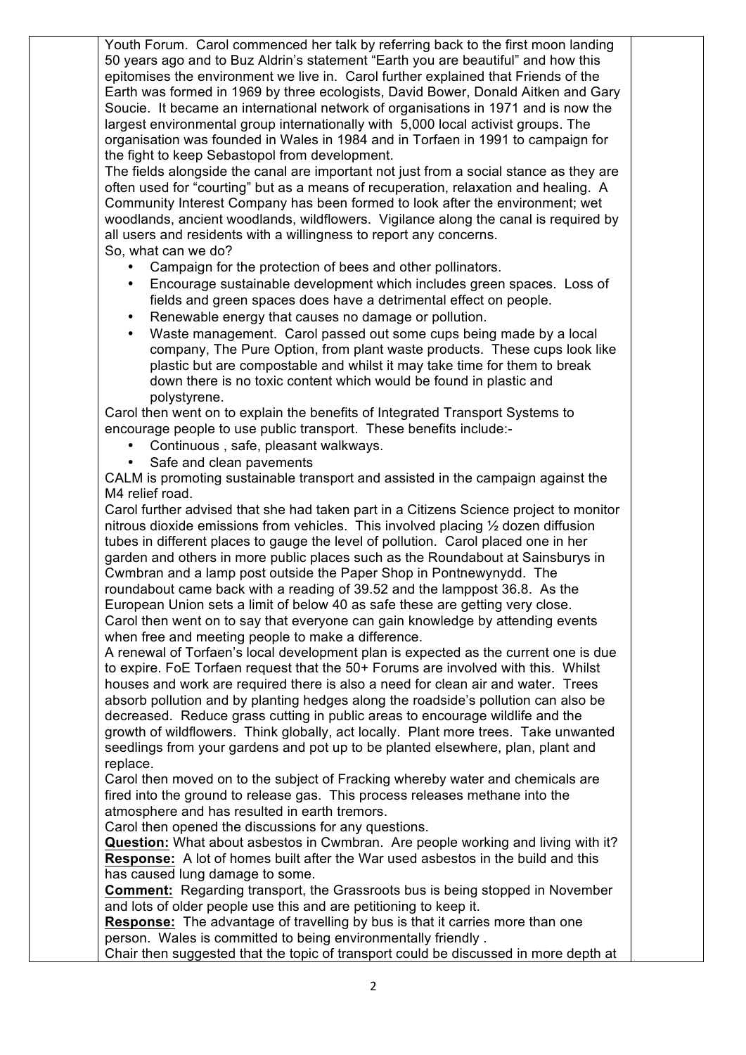Youth Forum. Carol commenced her talk by referring back to the first moon landing 50 years ago and to Buz Aldrin's statement "Earth you are beautiful" and how this epitomises the environment we live in. Carol further explained that Friends of the Earth was formed in 1969 by three ecologists, David Bower, Donald Aitken and Gary Soucie. It became an international network of organisations in 1971 and is now the largest environmental group internationally with 5,000 local activist groups. The organisation was founded in Wales in 1984 and in Torfaen in 1991 to campaign for the fight to keep Sebastopol from development.

The fields alongside the canal are important not just from a social stance as they are often used for "courting" but as a means of recuperation, relaxation and healing. A Community Interest Company has been formed to look after the environment; wet woodlands, ancient woodlands, wildflowers. Vigilance along the canal is required by all users and residents with a willingness to report any concerns.

So, what can we do?

- Campaign for the protection of bees and other pollinators.
- Encourage sustainable development which includes green spaces. Loss of fields and green spaces does have a detrimental effect on people.
- Renewable energy that causes no damage or pollution.
- Waste management. Carol passed out some cups being made by a local company, The Pure Option, from plant waste products. These cups look like plastic but are compostable and whilst it may take time for them to break down there is no toxic content which would be found in plastic and polystyrene.

Carol then went on to explain the benefits of Integrated Transport Systems to encourage people to use public transport. These benefits include:-

- Continuous , safe, pleasant walkways.
- Safe and clean pavements

CALM is promoting sustainable transport and assisted in the campaign against the M4 relief road.

Carol further advised that she had taken part in a Citizens Science project to monitor nitrous dioxide emissions from vehicles. This involved placing ½ dozen diffusion tubes in different places to gauge the level of pollution. Carol placed one in her garden and others in more public places such as the Roundabout at Sainsburys in Cwmbran and a lamp post outside the Paper Shop in Pontnewynydd. The roundabout came back with a reading of 39.52 and the lamppost 36.8. As the European Union sets a limit of below 40 as safe these are getting very close.

Carol then went on to say that everyone can gain knowledge by attending events when free and meeting people to make a difference.

A renewal of Torfaen's local development plan is expected as the current one is due to expire. FoE Torfaen request that the 50+ Forums are involved with this. Whilst houses and work are required there is also a need for clean air and water. Trees absorb pollution and by planting hedges along the roadside's pollution can also be decreased. Reduce grass cutting in public areas to encourage wildlife and the growth of wildflowers. Think globally, act locally. Plant more trees. Take unwanted seedlings from your gardens and pot up to be planted elsewhere, plan, plant and replace.

Carol then moved on to the subject of Fracking whereby water and chemicals are fired into the ground to release gas. This process releases methane into the atmosphere and has resulted in earth tremors.

Carol then opened the discussions for any questions.

**Question:** What about asbestos in Cwmbran. Are people working and living with it?
**Response:** A lot of homes built after the War used asbestos in the build and this has caused lung damage to some.

**Comment:** Regarding transport, the Grassroots bus is being stopped in November and lots of older people use this and are petitioning to keep it.
**Response:** The advantage of travelling by bus is that it carries more than one person. Wales is committed to being environmentally friendly .

Chair then suggested that the topic of transport could be discussed in more depth at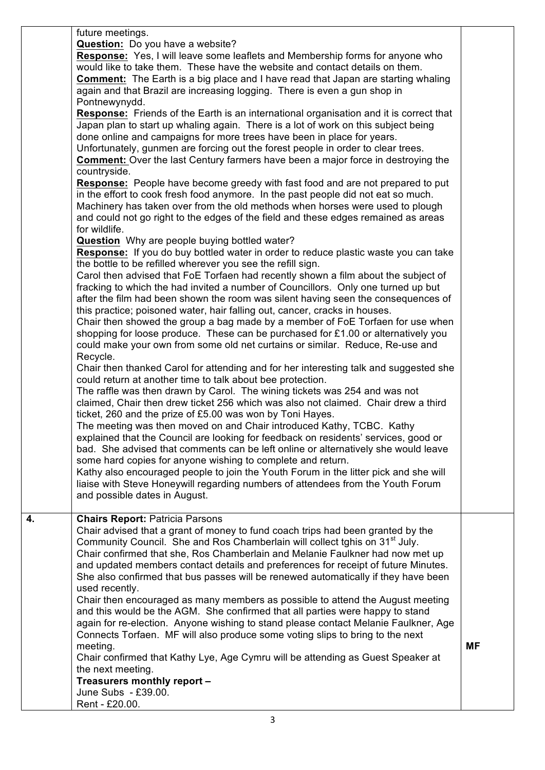| | | |
|---|---|---|
| | future meetings.<br>**Question:** Do you have a website?<br>**Response:** Yes, I will leave some leaflets and Membership forms for anyone who would like to take them. These have the website and contact details on them.<br>**Comment:** The Earth is a big place and I have read that Japan are starting whaling again and that Brazil are increasing logging. There is even a gun shop in Pontnewynydd.<br>**Response:** Friends of the Earth is an international organisation and it is correct that Japan plan to start up whaling again. There is a lot of work on this subject being done online and campaigns for more trees have been in place for years. Unfortunately, gunmen are forcing out the forest people in order to clear trees.<br>**Comment:** Over the last Century farmers have been a major force in destroying the countryside.<br>**Response:** People have become greedy with fast food and are not prepared to put in the effort to cook fresh food anymore. In the past people did not eat so much. Machinery has taken over from the old methods when horses were used to plough and could not go right to the edges of the field and these edges remained as areas for wildlife.<br>**Question** Why are people buying bottled water?<br>**Response:** If you do buy bottled water in order to reduce plastic waste you can take the bottle to be refilled wherever you see the refill sign.<br>Carol then advised that FoE Torfaen had recently shown a film about the subject of fracking to which the had invited a number of Councillors. Only one turned up but after the film had been shown the room was silent having seen the consequences of this practice; poisoned water, hair falling out, cancer, cracks in houses.<br>Chair then showed the group a bag made by a member of FoE Torfaen for use when shopping for loose produce. These can be purchased for £1.00 or alternatively you could make your own from some old net curtains or similar. Reduce, Re-use and Recycle.<br>Chair then thanked Carol for attending and for her interesting talk and suggested she could return at another time to talk about bee protection.<br>The raffle was then drawn by Carol. The wining tickets was 254 and was not claimed, Chair then drew ticket 256 which was also not claimed. Chair drew a third ticket, 260 and the prize of £5.00 was won by Toni Hayes.<br>The meeting was then moved on and Chair introduced Kathy, TCBC. Kathy explained that the Council are looking for feedback on residents' services, good or bad. She advised that comments can be left online or alternatively she would leave some hard copies for anyone wishing to complete and return.<br>Kathy also encouraged people to join the Youth Forum in the litter pick and she will liaise with Steve Honeywill regarding numbers of attendees from the Youth Forum and possible dates in August. | |
| **4.** | **Chairs Report:** Patricia Parsons<br>Chair advised that a grant of money to fund coach trips had been granted by the Community Council. She and Ros Chamberlain will collect tghis on 31st July.<br>Chair confirmed that she, Ros Chamberlain and Melanie Faulkner had now met up and updated members contact details and preferences for receipt of future Minutes. She also confirmed that bus passes will be renewed automatically if they have been used recently.<br>Chair then encouraged as many members as possible to attend the August meeting and this would be the AGM. She confirmed that all parties were happy to stand again for re-election. Anyone wishing to stand please contact Melanie Faulkner, Age Connects Torfaen. MF will also produce some voting slips to bring to the next meeting.<br>Chair confirmed that Kathy Lye, Age Cymru will be attending as Guest Speaker at the next meeting.<br>**Treasurers monthly report –**<br>June Subs - £39.00.<br>Rent - £20.00. | **MF** |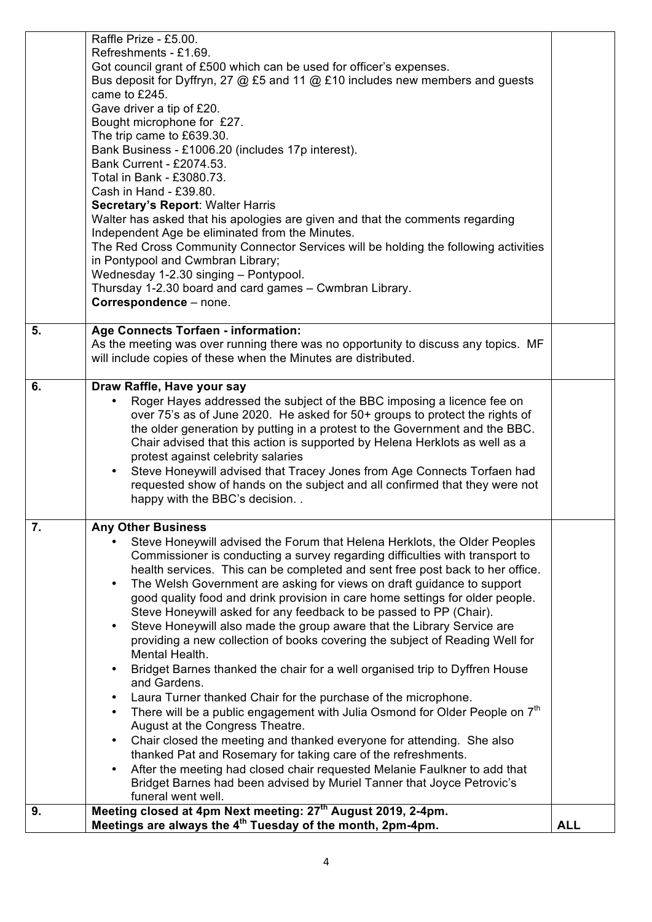| | | |
|---|---|---|
| | Raffle Prize - £5.00.<br>Refreshments - £1.69.<br>Got council grant of £500 which can be used for officer's expenses.<br>Bus deposit for Dyffryn, 27 @ £5 and 11 @ £10 includes new members and guests came to £245.<br>Gave driver a tip of £20.<br>Bought microphone for £27.<br>The trip came to £639.30.<br>Bank Business - £1006.20 (includes 17p interest).<br>Bank Current - £2074.53.<br>Total in Bank - £3080.73.<br>Cash in Hand - £39.80.<br>**Secretary's Report**: Walter Harris<br>Walter has asked that his apologies are given and that the comments regarding Independent Age be eliminated from the Minutes.<br>The Red Cross Community Connector Services will be holding the following activities in Pontypool and Cwmbran Library;<br>Wednesday 1-2.30 singing – Pontypool.<br>Thursday 1-2.30 board and card games – Cwmbran Library.<br>**Correspondence** – none. | |
| 5. | **Age Connects Torfaen - information:**<br>As the meeting was over running there was no opportunity to discuss any topics. MF will include copies of these when the Minutes are distributed. | |
| 6. | **Draw Raffle, Have your say**<br>• Roger Hayes addressed the subject of the BBC imposing a licence fee on over 75's as of June 2020. He asked for 50+ groups to protect the rights of the older generation by putting in a protest to the Government and the BBC. Chair advised that this action is supported by Helena Herklots as well as a protest against celebrity salaries<br>• Steve Honeywill advised that Tracey Jones from Age Connects Torfaen had requested show of hands on the subject and all confirmed that they were not happy with the BBC's decision. . | |
| 7. | **Any Other Business**<br>• Steve Honeywill advised the Forum that Helena Herklots, the Older Peoples Commissioner is conducting a survey regarding difficulties with transport to health services. This can be completed and sent free post back to her office.<br>• The Welsh Government are asking for views on draft guidance to support good quality food and drink provision in care home settings for older people. Steve Honeywill asked for any feedback to be passed to PP (Chair).<br>• Steve Honeywill also made the group aware that the Library Service are providing a new collection of books covering the subject of Reading Well for Mental Health.<br>• Bridget Barnes thanked the chair for a well organised trip to Dyffren House and Gardens.<br>• Laura Turner thanked Chair for the purchase of the microphone.<br>• There will be a public engagement with Julia Osmond for Older People on 7th August at the Congress Theatre.<br>• Chair closed the meeting and thanked everyone for attending. She also thanked Pat and Rosemary for taking care of the refreshments.<br>• After the meeting had closed chair requested Melanie Faulkner to add that Bridget Barnes had been advised by Muriel Tanner that Joyce Petrovic's funeral went well. | |
| 9. | **Meeting closed at 4pm Next meeting: 27th August 2019, 2-4pm.**<br>**Meetings are always the 4th Tuesday of the month, 2pm-4pm.** | **ALL** |